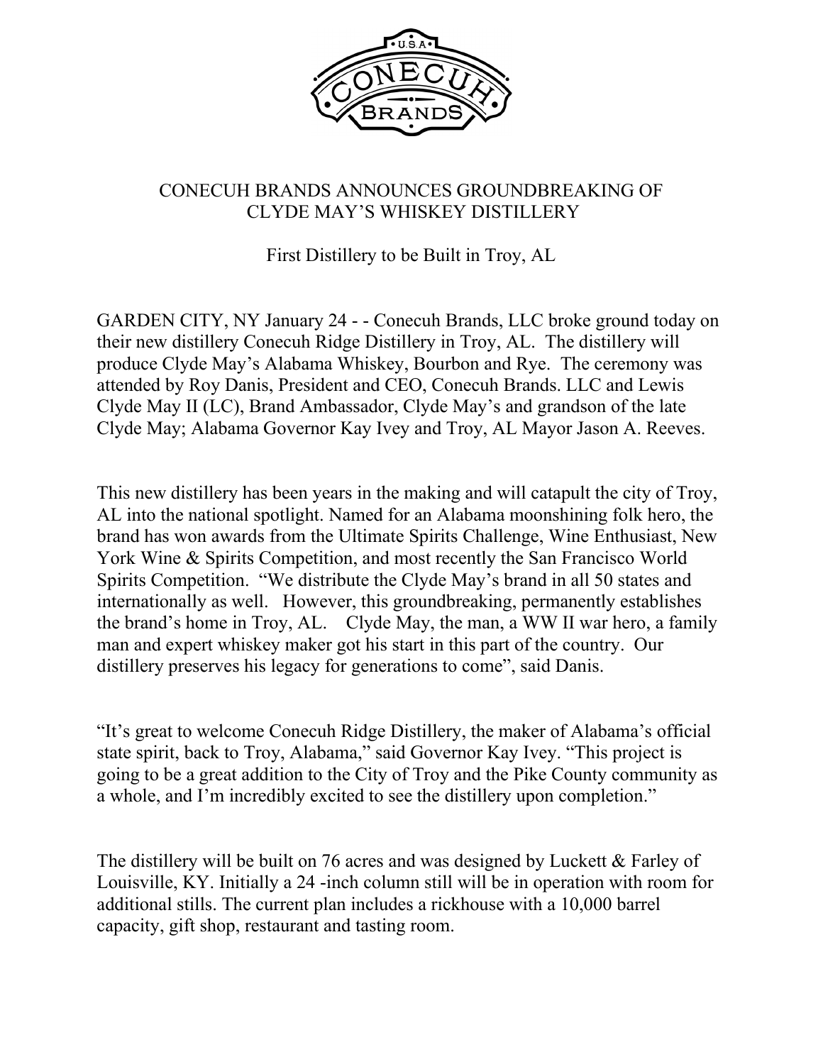# CONECUH BRANDS ANNOUNCES GROUNDBREAKING OF CLYDE MAY'S WHISKEY DISTILLERY

First Distillery to be Built in Troy, AL

GARDEN CITY, NY January 24 - - Conecuh Brands, LLC broke ground today on their new distillery Conecuh Ridge Distillery in Troy, AL. The distillery will produce Clyde May's Alabama Whiskey, Bourbon and Rye. The ceremony was attended by Roy Danis, President and CEO, Conecuh Brands. LLC and Lewis Clyde May II (LC), Brand Ambassador, Clyde May's and grandson of the late Clyde May; Alabama Governor Kay Ivey and Troy, AL Mayor Jason A. Reeves.

This new distillery has been years in the making and will catapult the city of Troy, AL into the national spotlight. Named for an Alabama moonshining folk hero, the brand has won awards from the Ultimate Spirits Challenge, Wine Enthusiast, New York Wine & Spirits Competition, and most recently the San Francisco World Spirits Competition. "We distribute the Clyde May's brand in all 50 states and internationally as well. However, this groundbreaking, permanently establishes the brand's home in Troy, AL. Clyde May, the man, a WW II war hero, a family man and expert whiskey maker got his start in this part of the country. Our distillery preserves his legacy for generations to come", said Danis.

"It's great to welcome Conecuh Ridge Distillery, the maker of Alabama's official state spirit, back to Troy, Alabama," said Governor Kay Ivey. "This project is going to be a great addition to the City of Troy and the Pike County community as a whole, and I'm incredibly excited to see the distillery upon completion."

The distillery will be built on 76 acres and was designed by Luckett & Farley of Louisville, KY. Initially a 24 -inch column still will be in operation with room for additional stills. The current plan includes a rickhouse with a 10,000 barrel capacity, gift shop, restaurant and tasting room.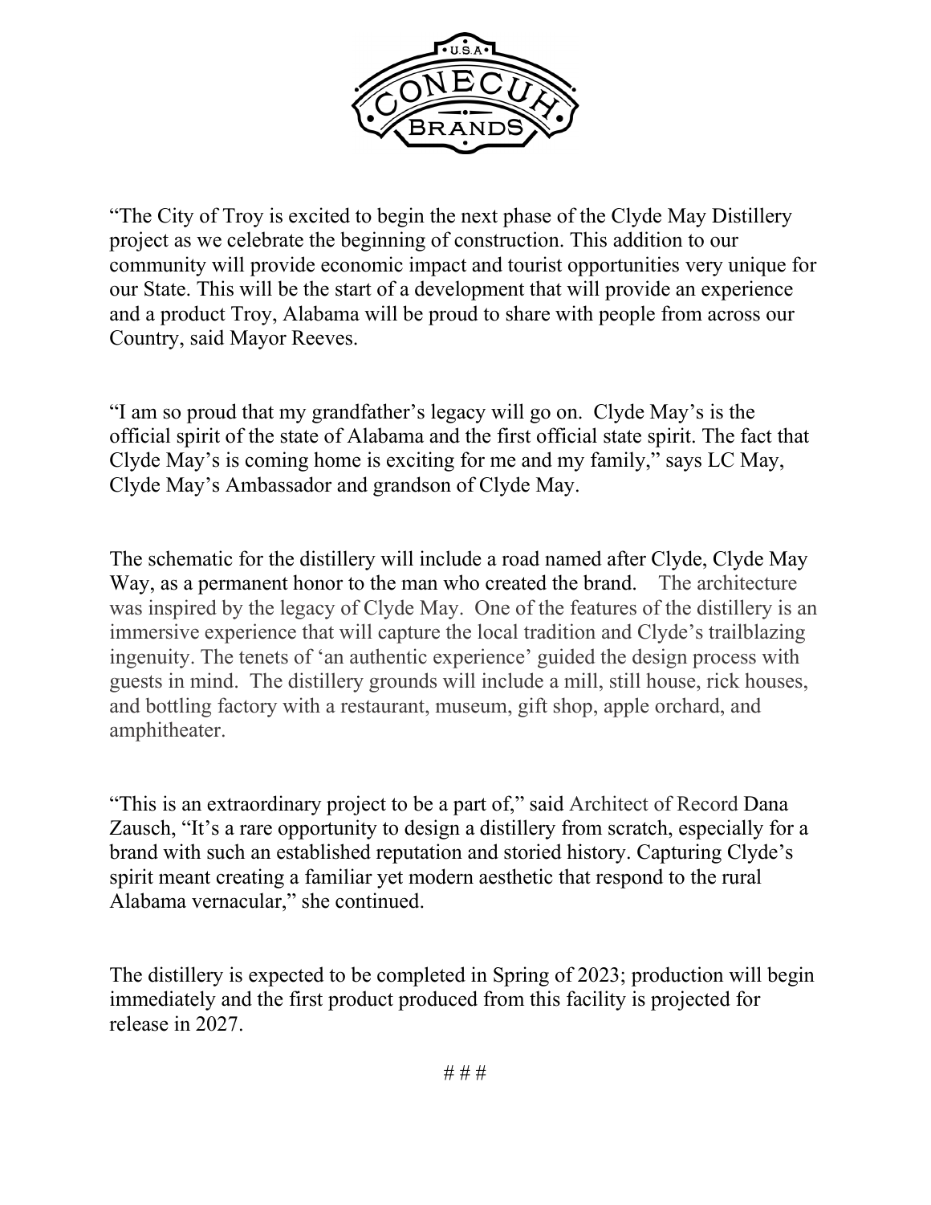"The City of Troy is excited to begin the next phase of the Clyde May Distillery project as we celebrate the beginning of construction. This addition to our community will provide economic impact and tourist opportunities very unique for our State. This will be the start of a development that will provide an experience and a product Troy, Alabama will be proud to share with people from across our Country, said Mayor Reeves.

"I am so proud that my grandfather's legacy will go on. Clyde May's is the official spirit of the state of Alabama and the first official state spirit. The fact that Clyde May's is coming home is exciting for me and my family," says LC May, Clyde May's Ambassador and grandson of Clyde May.

The schematic for the distillery will include a road named after Clyde, Clyde May Way, as a permanent honor to the man who created the brand. The architecture was inspired by the legacy of Clyde May. One of the features of the distillery is an immersive experience that will capture the local tradition and Clyde's trailblazing ingenuity. The tenets of 'an authentic experience' guided the design process with guests in mind. The distillery grounds will include a mill, still house, rick houses, and bottling factory with a restaurant, museum, gift shop, apple orchard, and amphitheater.

"This is an extraordinary project to be a part of," said Architect of Record Dana Zausch, "It's a rare opportunity to design a distillery from scratch, especially for a brand with such an established reputation and storied history. Capturing Clyde's spirit meant creating a familiar yet modern aesthetic that respond to the rural Alabama vernacular," she continued.

The distillery is expected to be completed in Spring of 2023; production will begin immediately and the first product produced from this facility is projected for release in 2027.

# # #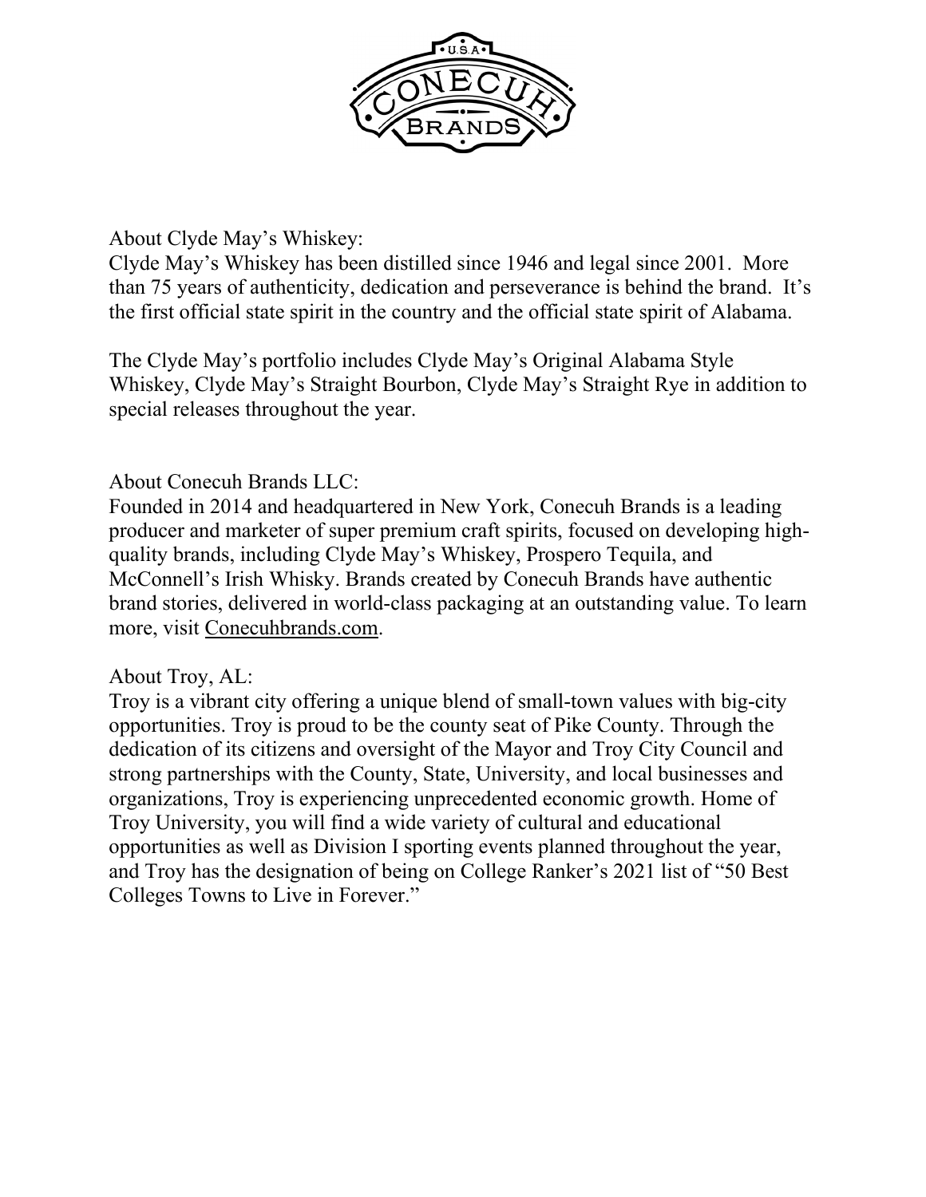About Clyde May's Whiskey:
Clyde May's Whiskey has been distilled since 1946 and legal since 2001. More than 75 years of authenticity, dedication and perseverance is behind the brand. It's the first official state spirit in the country and the official state spirit of Alabama.

The Clyde May's portfolio includes Clyde May's Original Alabama Style Whiskey, Clyde May's Straight Bourbon, Clyde May's Straight Rye in addition to special releases throughout the year.

About Conecuh Brands LLC:
Founded in 2014 and headquartered in New York, Conecuh Brands is a leading producer and marketer of super premium craft spirits, focused on developing high-quality brands, including Clyde May's Whiskey, Prospero Tequila, and McConnell's Irish Whisky. Brands created by Conecuh Brands have authentic brand stories, delivered in world-class packaging at an outstanding value. To learn more, visit Conecuhbrands.com.

About Troy, AL:
Troy is a vibrant city offering a unique blend of small-town values with big-city opportunities. Troy is proud to be the county seat of Pike County. Through the dedication of its citizens and oversight of the Mayor and Troy City Council and strong partnerships with the County, State, University, and local businesses and organizations, Troy is experiencing unprecedented economic growth. Home of Troy University, you will find a wide variety of cultural and educational opportunities as well as Division I sporting events planned throughout the year, and Troy has the designation of being on College Ranker's 2021 list of "50 Best Colleges Towns to Live in Forever."